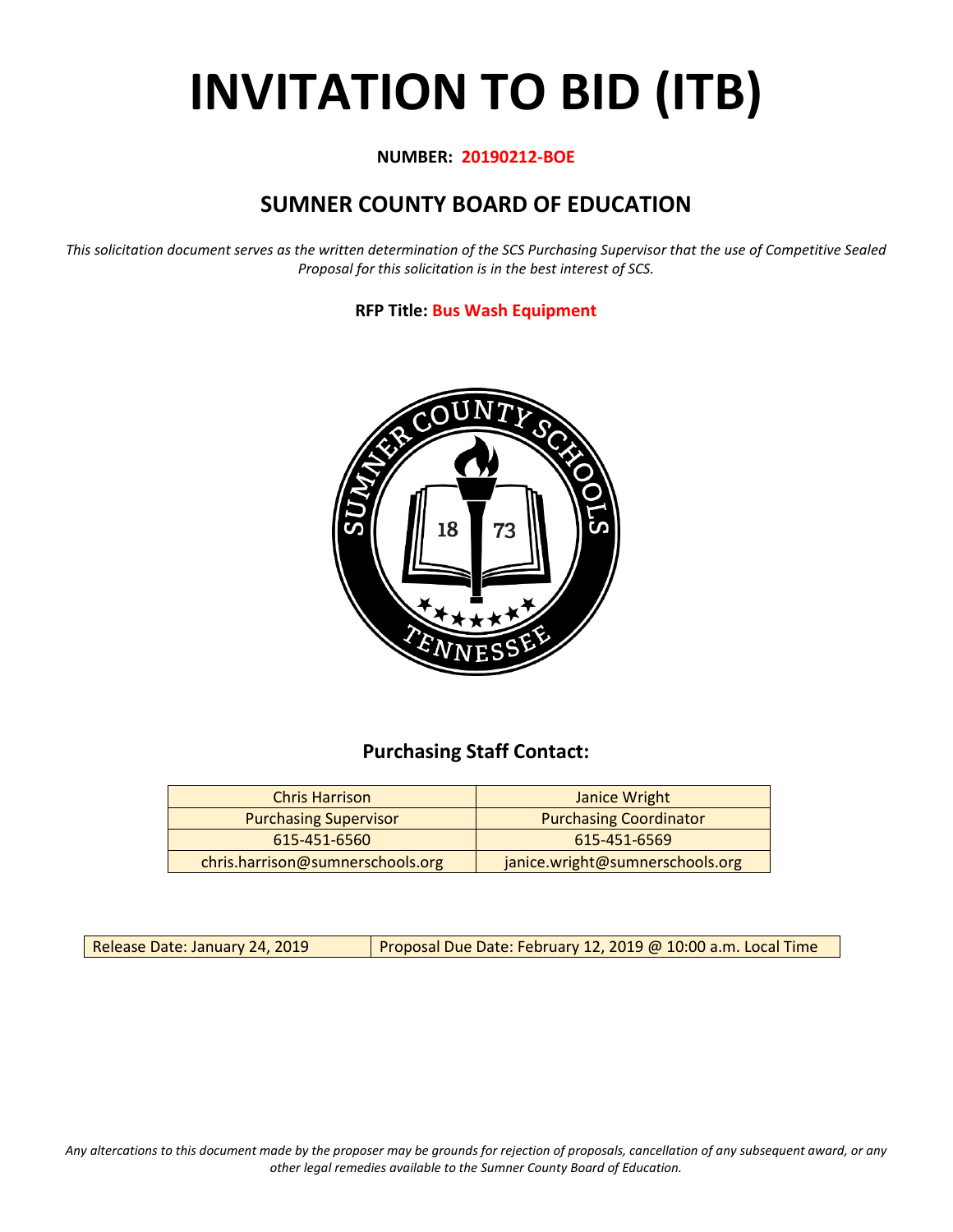# INVITATION TO BID (ITB)

**NUMBER: 20190212-BOE**

## SUMNER COUNTY BOARD OF EDUCATION

*This solicitation document serves as the written determination of the SCS Purchasing Supervisor that the use of Competitive Sealed Proposal for this solicitation is in the best interest of SCS.*

**RFP Title: Bus Wash Equipment**

### Purchasing Staff Contact:

| Chris Harrison | Janice Wright |
|---|---|
| Purchasing Supervisor | Purchasing Coordinator |
| 615-451-6560 | 615-451-6569 |
| chris.harrison@sumnerschools.org | janice.wright@sumnerschools.org |

| Release Date: January 24, 2019 | Proposal Due Date: February 12, 2019 @ 10:00 a.m. Local Time |
|---|---|

*Any altercations to this document made by the proposer may be grounds for rejection of proposals, cancellation of any subsequent award, or any other legal remedies available to the Sumner County Board of Education.*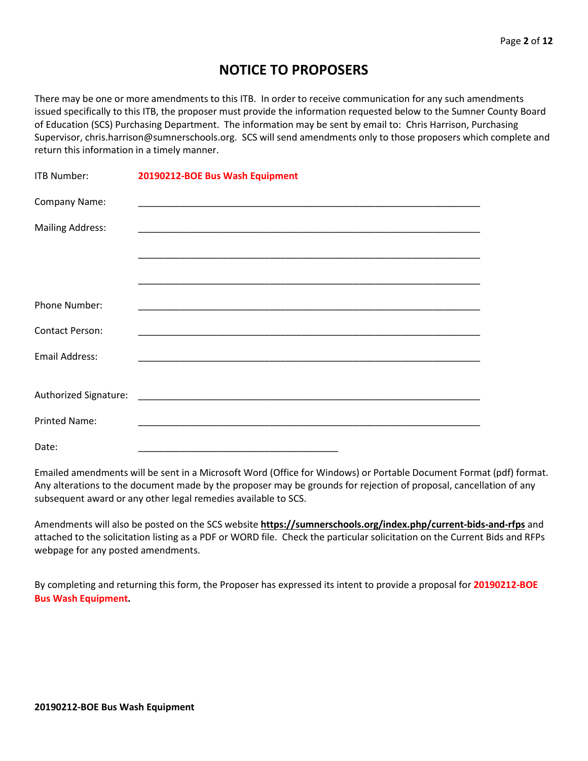# NOTICE TO PROPOSERS

There may be one or more amendments to this ITB. In order to receive communication for any such amendments issued specifically to this ITB, the proposer must provide the information requested below to the Sumner County Board of Education (SCS) Purchasing Department. The information may be sent by email to: Chris Harrison, Purchasing Supervisor, chris.harrison@sumnerschools.org. SCS will send amendments only to those proposers which complete and return this information in a timely manner.

ITB Number: **20190212-BOE Bus Wash Equipment**

Company Name: ______________________________________________________________

Mailing Address: ______________________________________________________________

______________________________________________________________

______________________________________________________________

Phone Number: ______________________________________________________________

Contact Person: ______________________________________________________________

Email Address: ______________________________________________________________

Authorized Signature: ______________________________________________________________

Printed Name: ______________________________________________________________

Date: ____________________________________

Emailed amendments will be sent in a Microsoft Word (Office for Windows) or Portable Document Format (pdf) format. Any alterations to the document made by the proposer may be grounds for rejection of proposal, cancellation of any subsequent award or any other legal remedies available to SCS.

Amendments will also be posted on the SCS website **https://sumnerschools.org/index.php/current-bids-and-rfps** and attached to the solicitation listing as a PDF or WORD file. Check the particular solicitation on the Current Bids and RFPs webpage for any posted amendments.

By completing and returning this form, the Proposer has expressed its intent to provide a proposal for **20190212-BOE Bus Wash Equipment.**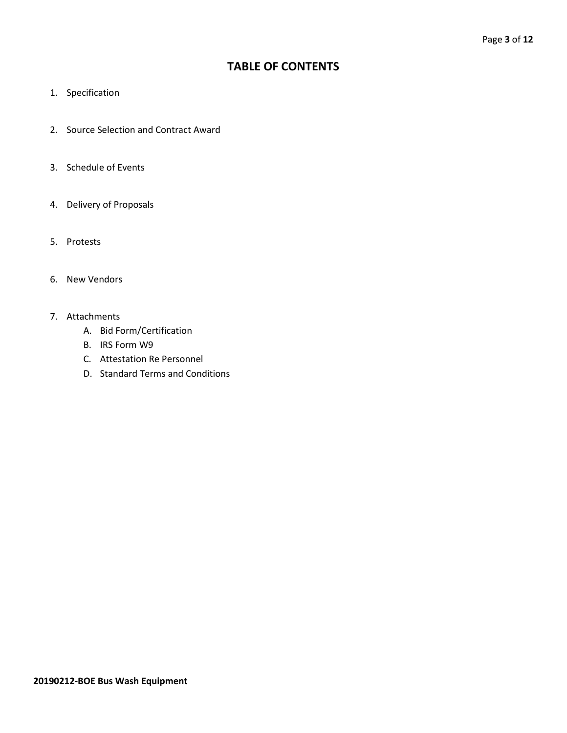# TABLE OF CONTENTS

1. Specification
2. Source Selection and Contract Award
3. Schedule of Events
4. Delivery of Proposals
5. Protests
6. New Vendors
7. Attachments
   A. Bid Form/Certification
   B. IRS Form W9
   C. Attestation Re Personnel
   D. Standard Terms and Conditions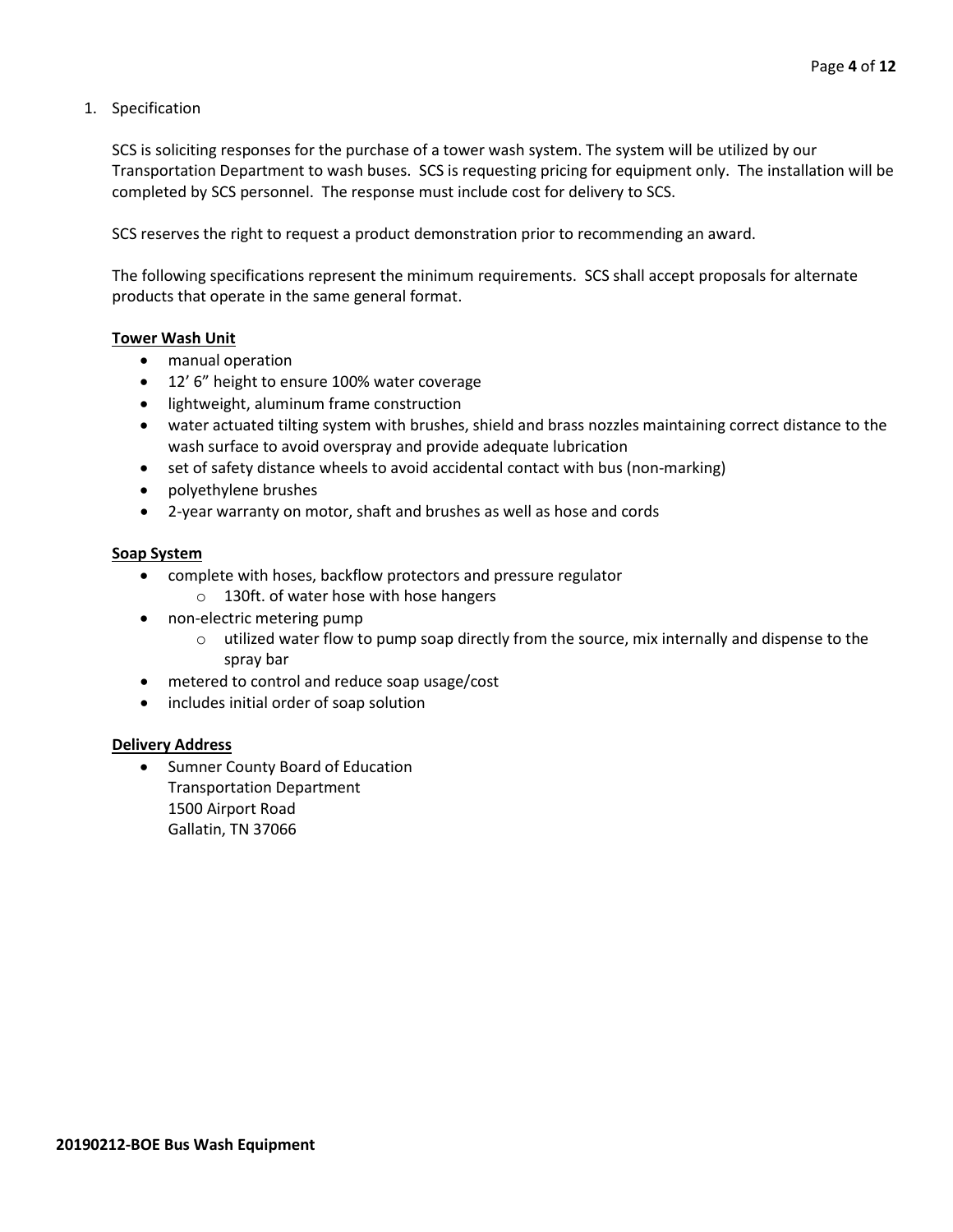1. Specification

   SCS is soliciting responses for the purchase of a tower wash system. The system will be utilized by our Transportation Department to wash buses. SCS is requesting pricing for equipment only. The installation will be completed by SCS personnel. The response must include cost for delivery to SCS.

   SCS reserves the right to request a product demonstration prior to recommending an award.

   The following specifications represent the minimum requirements. SCS shall accept proposals for alternate products that operate in the same general format.

   **Tower Wash Unit**

   - manual operation
   - 12' 6" height to ensure 100% water coverage
   - lightweight, aluminum frame construction
   - water actuated tilting system with brushes, shield and brass nozzles maintaining correct distance to the wash surface to avoid overspray and provide adequate lubrication
   - set of safety distance wheels to avoid accidental contact with bus (non-marking)
   - polyethylene brushes
   - 2-year warranty on motor, shaft and brushes as well as hose and cords

   **Soap System**

   - complete with hoses, backflow protectors and pressure regulator
     - 130ft. of water hose with hose hangers
   - non-electric metering pump
     - utilized water flow to pump soap directly from the source, mix internally and dispense to the spray bar
   - metered to control and reduce soap usage/cost
   - includes initial order of soap solution

   **Delivery Address**

   - Sumner County Board of Education
     Transportation Department
     1500 Airport Road
     Gallatin, TN 37066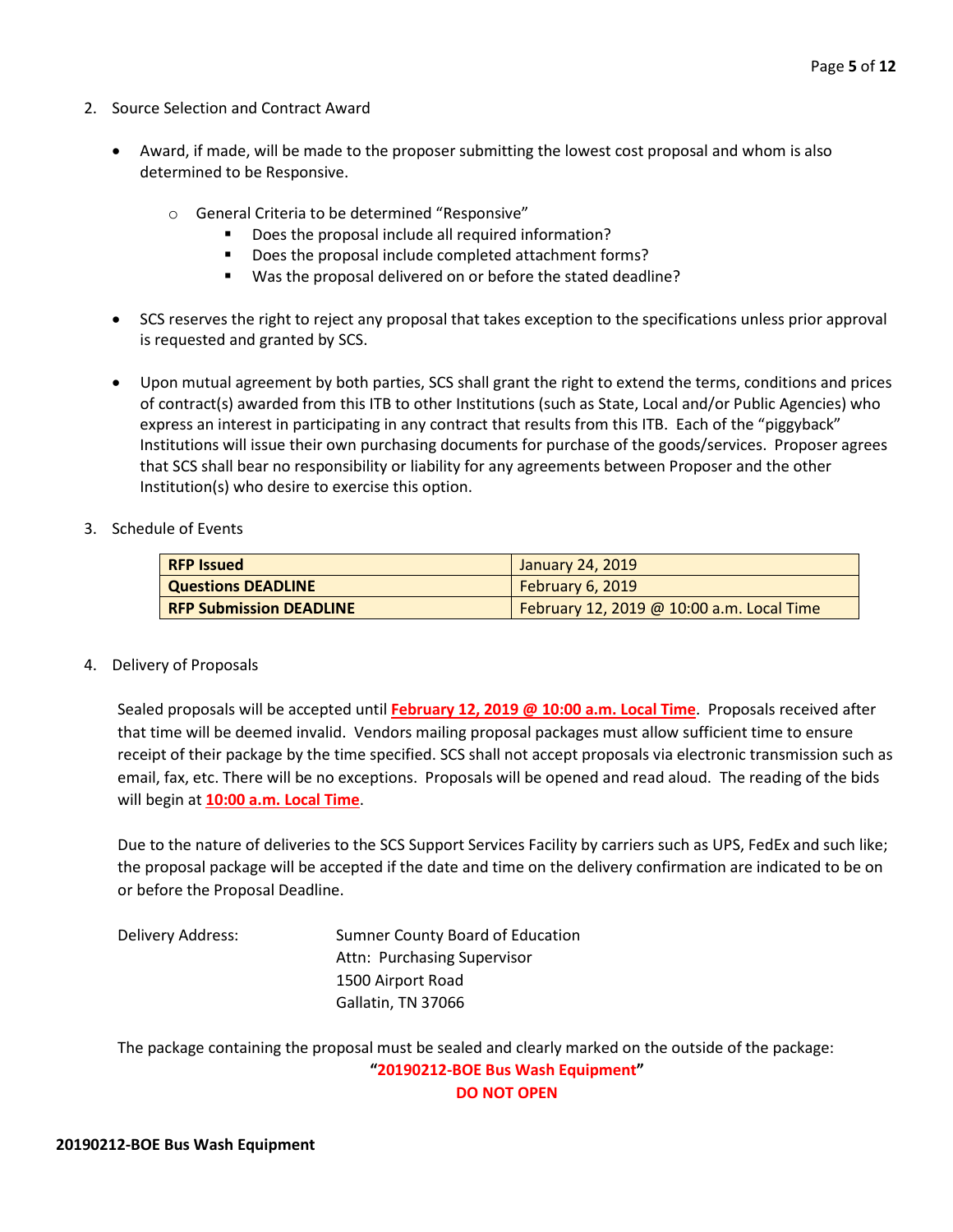2. Source Selection and Contract Award

- Award, if made, will be made to the proposer submitting the lowest cost proposal and whom is also determined to be Responsive.
    - General Criteria to be determined "Responsive"
        - Does the proposal include all required information?
        - Does the proposal include completed attachment forms?
        - Was the proposal delivered on or before the stated deadline?
- SCS reserves the right to reject any proposal that takes exception to the specifications unless prior approval is requested and granted by SCS.
- Upon mutual agreement by both parties, SCS shall grant the right to extend the terms, conditions and prices of contract(s) awarded from this ITB to other Institutions (such as State, Local and/or Public Agencies) who express an interest in participating in any contract that results from this ITB. Each of the "piggyback" Institutions will issue their own purchasing documents for purchase of the goods/services. Proposer agrees that SCS shall bear no responsibility or liability for any agreements between Proposer and the other Institution(s) who desire to exercise this option.

3. Schedule of Events

| **RFP Issued** | January 24, 2019 |
|---|---|
| **Questions DEADLINE** | February 6, 2019 |
| **RFP Submission DEADLINE** | February 12, 2019 @ 10:00 a.m. Local Time |

4. Delivery of Proposals

Sealed proposals will be accepted until **February 12, 2019 @ 10:00 a.m. Local Time**. Proposals received after that time will be deemed invalid. Vendors mailing proposal packages must allow sufficient time to ensure receipt of their package by the time specified. SCS shall not accept proposals via electronic transmission such as email, fax, etc. There will be no exceptions. Proposals will be opened and read aloud. The reading of the bids will begin at **10:00 a.m. Local Time**.

Due to the nature of deliveries to the SCS Support Services Facility by carriers such as UPS, FedEx and such like; the proposal package will be accepted if the date and time on the delivery confirmation are indicated to be on or before the Proposal Deadline.

Delivery Address: Sumner County Board of Education
Attn: Purchasing Supervisor
1500 Airport Road
Gallatin, TN 37066

The package containing the proposal must be sealed and clearly marked on the outside of the package:

**"20190212-BOE Bus Wash Equipment"**

**DO NOT OPEN**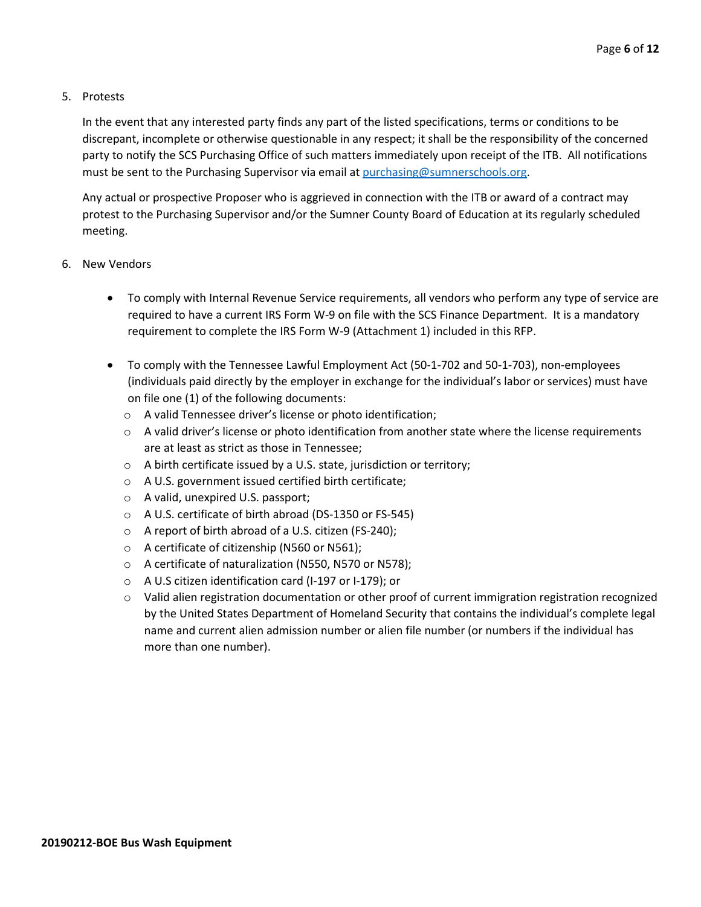5. Protests

   In the event that any interested party finds any part of the listed specifications, terms or conditions to be discrepant, incomplete or otherwise questionable in any respect; it shall be the responsibility of the concerned party to notify the SCS Purchasing Office of such matters immediately upon receipt of the ITB. All notifications must be sent to the Purchasing Supervisor via email at purchasing@sumnerschools.org.

   Any actual or prospective Proposer who is aggrieved in connection with the ITB or award of a contract may protest to the Purchasing Supervisor and/or the Sumner County Board of Education at its regularly scheduled meeting.

6. New Vendors

   - To comply with Internal Revenue Service requirements, all vendors who perform any type of service are required to have a current IRS Form W-9 on file with the SCS Finance Department. It is a mandatory requirement to complete the IRS Form W-9 (Attachment 1) included in this RFP.

   - To comply with the Tennessee Lawful Employment Act (50-1-702 and 50-1-703), non-employees (individuals paid directly by the employer in exchange for the individual's labor or services) must have on file one (1) of the following documents:
     - A valid Tennessee driver's license or photo identification;
     - A valid driver's license or photo identification from another state where the license requirements are at least as strict as those in Tennessee;
     - A birth certificate issued by a U.S. state, jurisdiction or territory;
     - A U.S. government issued certified birth certificate;
     - A valid, unexpired U.S. passport;
     - A U.S. certificate of birth abroad (DS-1350 or FS-545)
     - A report of birth abroad of a U.S. citizen (FS-240);
     - A certificate of citizenship (N560 or N561);
     - A certificate of naturalization (N550, N570 or N578);
     - A U.S citizen identification card (I-197 or I-179); or
     - Valid alien registration documentation or other proof of current immigration registration recognized by the United States Department of Homeland Security that contains the individual's complete legal name and current alien admission number or alien file number (or numbers if the individual has more than one number).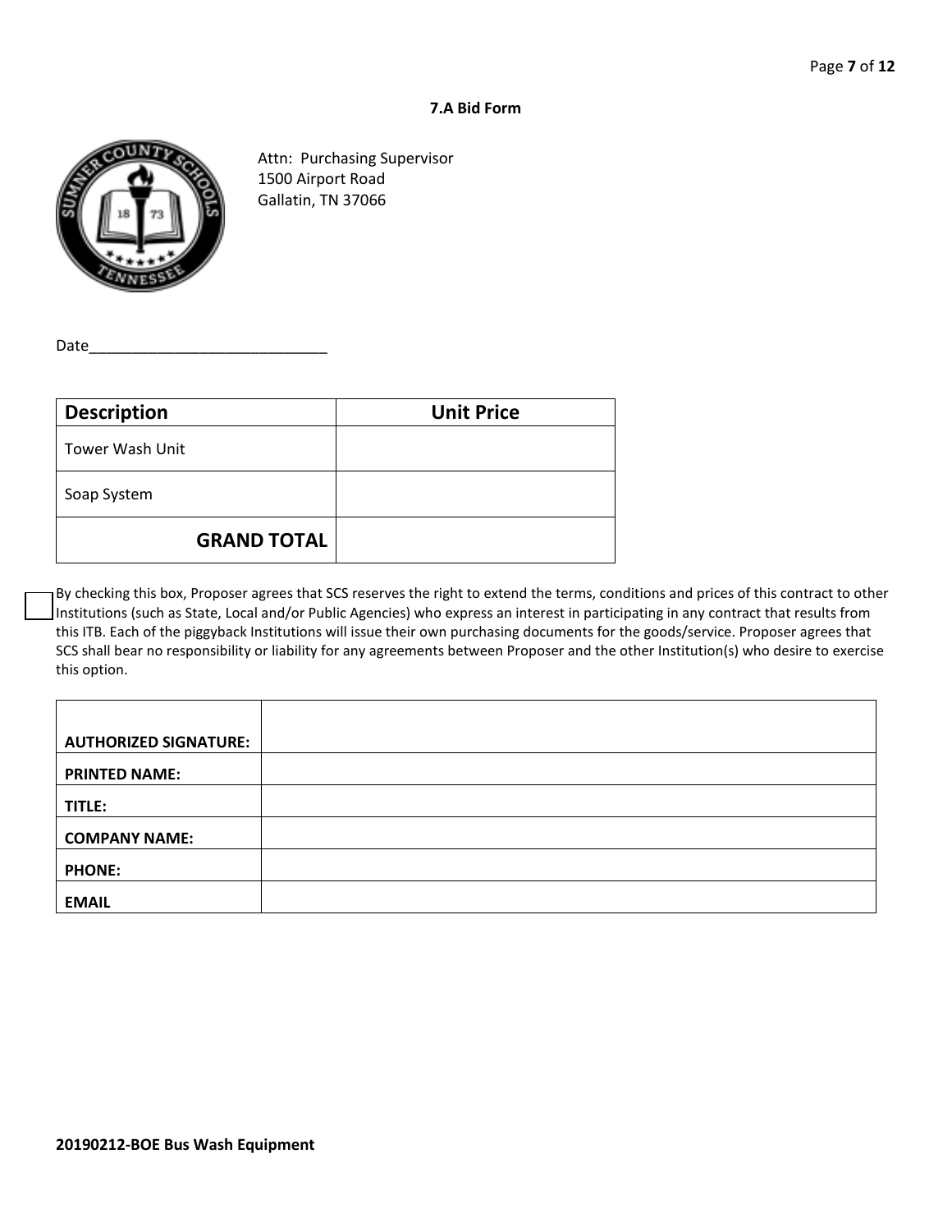### 7.A Bid Form

Attn: Purchasing Supervisor
1500 Airport Road
Gallatin, TN 37066

Date_____________________________

| Description | Unit Price |
|---|---|
| Tower Wash Unit | |
| Soap System | |
| **GRAND TOTAL** | |

☐ By checking this box, Proposer agrees that SCS reserves the right to extend the terms, conditions and prices of this contract to other Institutions (such as State, Local and/or Public Agencies) who express an interest in participating in any contract that results from this ITB. Each of the piggyback Institutions will issue their own purchasing documents for the goods/service. Proposer agrees that SCS shall bear no responsibility or liability for any agreements between Proposer and the other Institution(s) who desire to exercise this option.

| | |
|---|---|
| **AUTHORIZED SIGNATURE:** | |
| **PRINTED NAME:** | |
| **TITLE:** | |
| **COMPANY NAME:** | |
| **PHONE:** | |
| **EMAIL** | |

**20190212-BOE Bus Wash Equipment**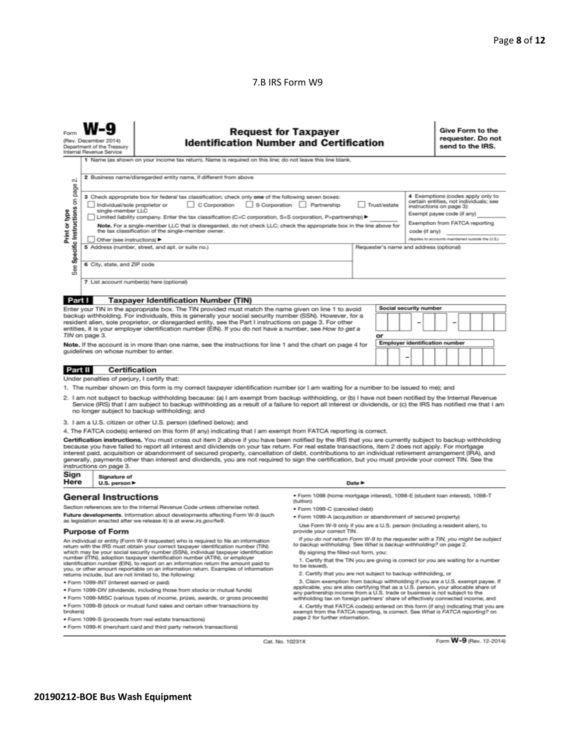7.B IRS Form W9

Form **W-9**
(Rev. December 2014)
Department of the Treasury
Internal Revenue Service

# Request for Taxpayer Identification Number and Certification

**Give Form to the requester. Do not send to the IRS.**

Print or type
See Specific Instructions on page 2.

1 Name (as shown on your income tax return). Name is required on this line; do not leave this line blank.

2 Business name/disregarded entity name, if different from above

3 Check appropriate box for federal tax classification; check only **one** of the following seven boxes:
☐ Individual/sole proprietor or single-member LLC ☐ C Corporation ☐ S Corporation ☐ Partnership ☐ Trust/estate
☐ Limited liability company. Enter the tax classification (C=C corporation, S=S corporation, P=partnership) ▶ ________
**Note.** For a single-member LLC that is disregarded, do not check LLC; check the appropriate box in the line above for the tax classification of the single-member owner.
☐ Other (see instructions) ▶

4 Exemptions (codes apply only to certain entities, not individuals; see instructions on page 3):
Exempt payee code (if any) ________
Exemption from FATCA reporting code (if any) ________
*(Applies to accounts maintained outside the U.S.)*

5 Address (number, street, and apt. or suite no.)

Requester's name and address (optional)

6 City, state, and ZIP code

7 List account number(s) here (optional)

## Part I Taxpayer Identification Number (TIN)

Enter your TIN in the appropriate box. The TIN provided must match the name given on line 1 to avoid backup withholding. For individuals, this is generally your social security number (SSN). However, for a resident alien, sole proprietor, or disregarded entity, see the Part I instructions on page 3. For other entities, it is your employer identification number (EIN). If you do not have a number, see *How to get a TIN* on page 3.

**Note.** If the account is in more than one name, see the instructions for line 1 and the chart on page 4 for guidelines on whose number to enter.

Social security number
☐☐☐ – ☐☐ – ☐☐☐☐

or

Employer identification number
☐☐ – ☐☐☐☐☐☐☐

## Part II Certification

Under penalties of perjury, I certify that:

1. The number shown on this form is my correct taxpayer identification number (or I am waiting for a number to be issued to me); and
2. I am not subject to backup withholding because: (a) I am exempt from backup withholding, or (b) I have not been notified by the Internal Revenue Service (IRS) that I am subject to backup withholding as a result of a failure to report all interest or dividends, or (c) the IRS has notified me that I am no longer subject to backup withholding; and
3. I am a U.S. citizen or other U.S. person (defined below); and
4. The FATCA code(s) entered on this form (if any) indicating that I am exempt from FATCA reporting is correct.

**Certification instructions.** You must cross out item 2 above if you have been notified by the IRS that you are currently subject to backup withholding because you have failed to report all interest and dividends on your tax return. For real estate transactions, item 2 does not apply. For mortgage interest paid, acquisition or abandonment of secured property, cancellation of debt, contributions to an individual retirement arrangement (IRA), and generally, payments other than interest and dividends, you are not required to sign the certification, but you must provide your correct TIN. See the instructions on page 3.

**Sign Here** Signature of U.S. person ▶ Date ▶

## General Instructions

Section references are to the Internal Revenue Code unless otherwise noted.

**Future developments.** Information about developments affecting Form W-9 (such as legislation enacted after we release it) is at *www.irs.gov/fw9*.

### Purpose of Form

An individual or entity (Form W-9 requester) who is required to file an information return with the IRS must obtain your correct taxpayer identification number (TIN) which may be your social security number (SSN), individual taxpayer identification number (ITIN), adoption taxpayer identification number (ATIN), or employer identification number (EIN), to report on an information return the amount paid to you, or other amount reportable on an information return. Examples of information returns include, but are not limited to, the following:

- Form 1099-INT (interest earned or paid)
- Form 1099-DIV (dividends, including those from stocks or mutual funds)
- Form 1099-MISC (various types of income, prizes, awards, or gross proceeds)
- Form 1099-B (stock or mutual fund sales and certain other transactions by brokers)
- Form 1099-S (proceeds from real estate transactions)
- Form 1099-K (merchant card and third party network transactions)
- Form 1098 (home mortgage interest), 1098-E (student loan interest), 1098-T (tuition)
- Form 1099-C (canceled debt)
- Form 1099-A (acquisition or abandonment of secured property)

Use Form W-9 only if you are a U.S. person (including a resident alien), to provide your correct TIN.

*If you do not return Form W-9 to the requester with a TIN, you might be subject to backup withholding. See What is backup withholding? on page 2.*

By signing the filled-out form, you:

1. Certify that the TIN you are giving is correct (or you are waiting for a number to be issued),
2. Certify that you are not subject to backup withholding, or
3. Claim exemption from backup withholding if you are a U.S. exempt payee. If applicable, you are also certifying that as a U.S. person, your allocable share of any partnership income from a U.S. trade or business is not subject to the withholding tax on foreign partners' share of effectively connected income, and
4. Certify that FATCA code(s) entered on this form (if any) indicating that you are exempt from the FATCA reporting, is correct. See *What is FATCA reporting?* on page 2 for further information.

Cat. No. 10231X Form **W-9** (Rev. 12-2014)

**20190212-BOE Bus Wash Equipment**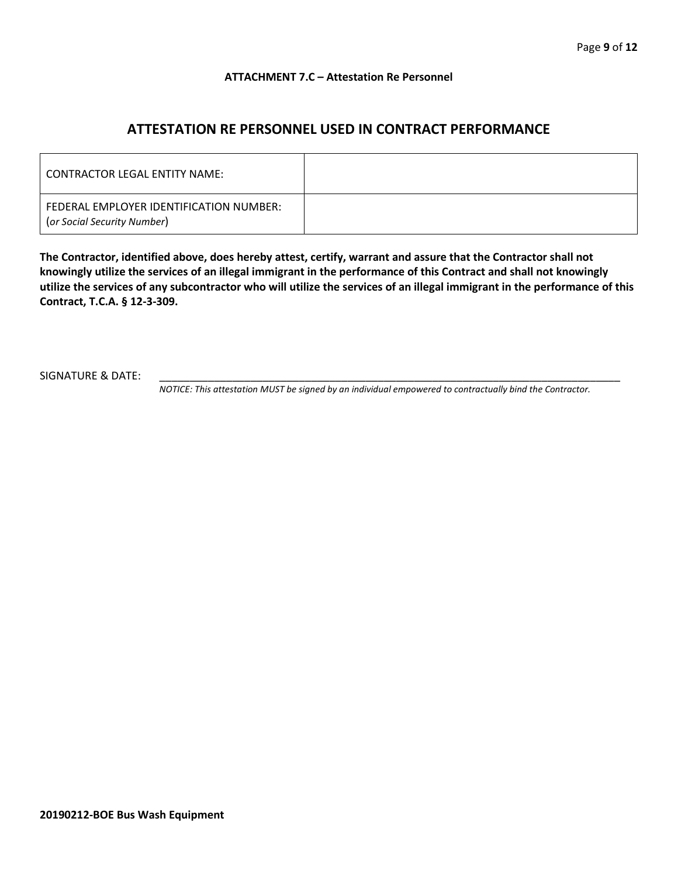**ATTACHMENT 7.C – Attestation Re Personnel**

# ATTESTATION RE PERSONNEL USED IN CONTRACT PERFORMANCE

| CONTRACTOR LEGAL ENTITY NAME: | |
|---|---|
| FEDERAL EMPLOYER IDENTIFICATION NUMBER: (*or Social Security Number*) | |

**The Contractor, identified above, does hereby attest, certify, warrant and assure that the Contractor shall not knowingly utilize the services of an illegal immigrant in the performance of this Contract and shall not knowingly utilize the services of any subcontractor who will utilize the services of an illegal immigrant in the performance of this Contract, T.C.A. § 12-3-309.**

SIGNATURE & DATE: ____________________________________________________________________________________

*NOTICE: This attestation MUST be signed by an individual empowered to contractually bind the Contractor.*

**20190212-BOE Bus Wash Equipment**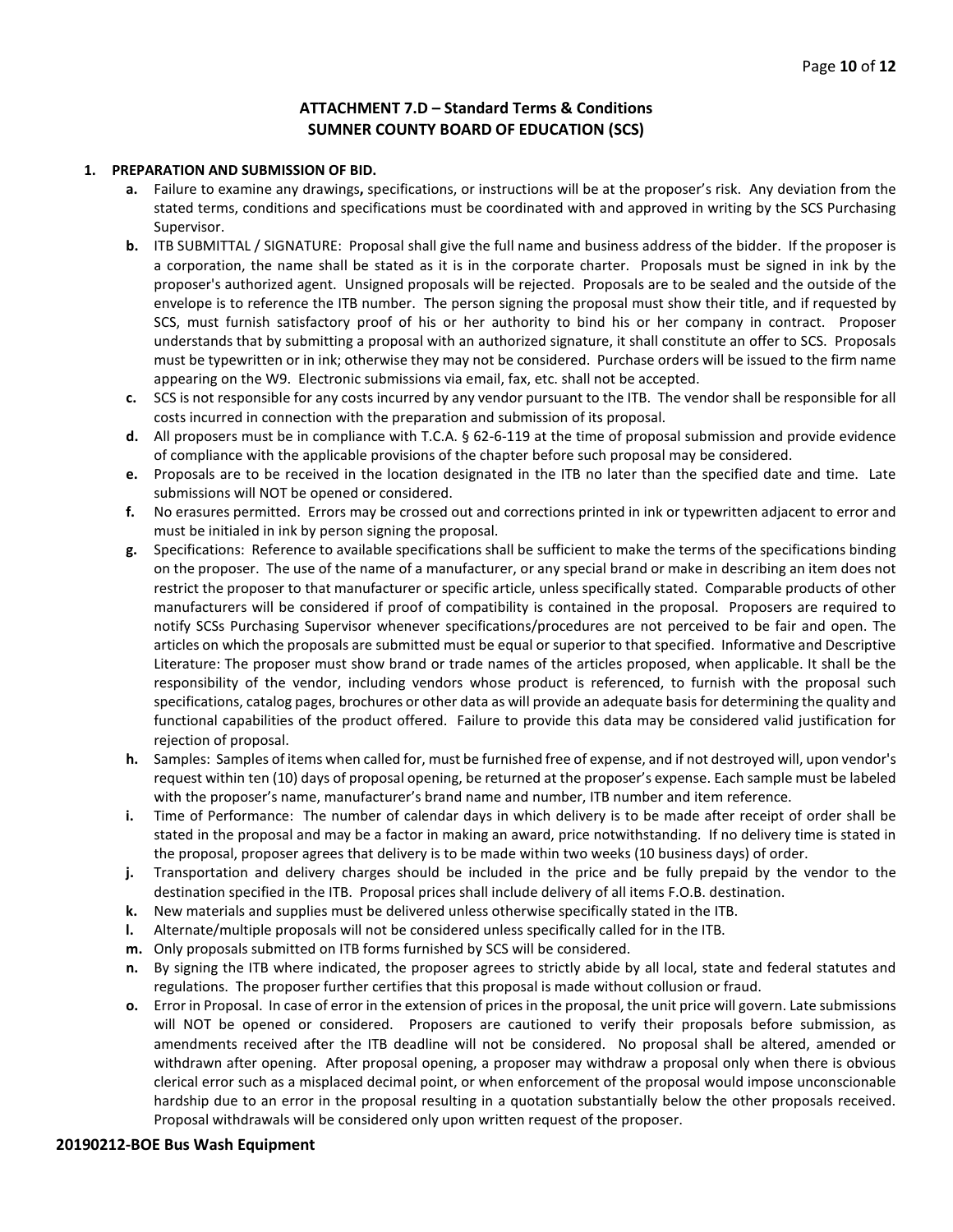# ATTACHMENT 7.D – Standard Terms & Conditions
## SUMNER COUNTY BOARD OF EDUCATION (SCS)

**1. PREPARATION AND SUBMISSION OF BID.**

- **a.** Failure to examine any drawings**,** specifications, or instructions will be at the proposer's risk. Any deviation from the stated terms, conditions and specifications must be coordinated with and approved in writing by the SCS Purchasing Supervisor.
- **b.** ITB SUBMITTAL / SIGNATURE: Proposal shall give the full name and business address of the bidder. If the proposer is a corporation, the name shall be stated as it is in the corporate charter. Proposals must be signed in ink by the proposer's authorized agent. Unsigned proposals will be rejected. Proposals are to be sealed and the outside of the envelope is to reference the ITB number. The person signing the proposal must show their title, and if requested by SCS, must furnish satisfactory proof of his or her authority to bind his or her company in contract. Proposer understands that by submitting a proposal with an authorized signature, it shall constitute an offer to SCS. Proposals must be typewritten or in ink; otherwise they may not be considered. Purchase orders will be issued to the firm name appearing on the W9. Electronic submissions via email, fax, etc. shall not be accepted.
- **c.** SCS is not responsible for any costs incurred by any vendor pursuant to the ITB. The vendor shall be responsible for all costs incurred in connection with the preparation and submission of its proposal.
- **d.** All proposers must be in compliance with T.C.A. § 62-6-119 at the time of proposal submission and provide evidence of compliance with the applicable provisions of the chapter before such proposal may be considered.
- **e.** Proposals are to be received in the location designated in the ITB no later than the specified date and time. Late submissions will NOT be opened or considered.
- **f.** No erasures permitted. Errors may be crossed out and corrections printed in ink or typewritten adjacent to error and must be initialed in ink by person signing the proposal.
- **g.** Specifications: Reference to available specifications shall be sufficient to make the terms of the specifications binding on the proposer. The use of the name of a manufacturer, or any special brand or make in describing an item does not restrict the proposer to that manufacturer or specific article, unless specifically stated. Comparable products of other manufacturers will be considered if proof of compatibility is contained in the proposal. Proposers are required to notify SCSs Purchasing Supervisor whenever specifications/procedures are not perceived to be fair and open. The articles on which the proposals are submitted must be equal or superior to that specified. Informative and Descriptive Literature: The proposer must show brand or trade names of the articles proposed, when applicable. It shall be the responsibility of the vendor, including vendors whose product is referenced, to furnish with the proposal such specifications, catalog pages, brochures or other data as will provide an adequate basis for determining the quality and functional capabilities of the product offered. Failure to provide this data may be considered valid justification for rejection of proposal.
- **h.** Samples: Samples of items when called for, must be furnished free of expense, and if not destroyed will, upon vendor's request within ten (10) days of proposal opening, be returned at the proposer's expense. Each sample must be labeled with the proposer's name, manufacturer's brand name and number, ITB number and item reference.
- **i.** Time of Performance: The number of calendar days in which delivery is to be made after receipt of order shall be stated in the proposal and may be a factor in making an award, price notwithstanding. If no delivery time is stated in the proposal, proposer agrees that delivery is to be made within two weeks (10 business days) of order.
- **j.** Transportation and delivery charges should be included in the price and be fully prepaid by the vendor to the destination specified in the ITB. Proposal prices shall include delivery of all items F.O.B. destination.
- **k.** New materials and supplies must be delivered unless otherwise specifically stated in the ITB.
- **l.** Alternate/multiple proposals will not be considered unless specifically called for in the ITB.
- **m.** Only proposals submitted on ITB forms furnished by SCS will be considered.
- **n.** By signing the ITB where indicated, the proposer agrees to strictly abide by all local, state and federal statutes and regulations. The proposer further certifies that this proposal is made without collusion or fraud.
- **o.** Error in Proposal. In case of error in the extension of prices in the proposal, the unit price will govern. Late submissions will NOT be opened or considered. Proposers are cautioned to verify their proposals before submission, as amendments received after the ITB deadline will not be considered. No proposal shall be altered, amended or withdrawn after opening. After proposal opening, a proposer may withdraw a proposal only when there is obvious clerical error such as a misplaced decimal point, or when enforcement of the proposal would impose unconscionable hardship due to an error in the proposal resulting in a quotation substantially below the other proposals received. Proposal withdrawals will be considered only upon written request of the proposer.

**20190212-BOE Bus Wash Equipment**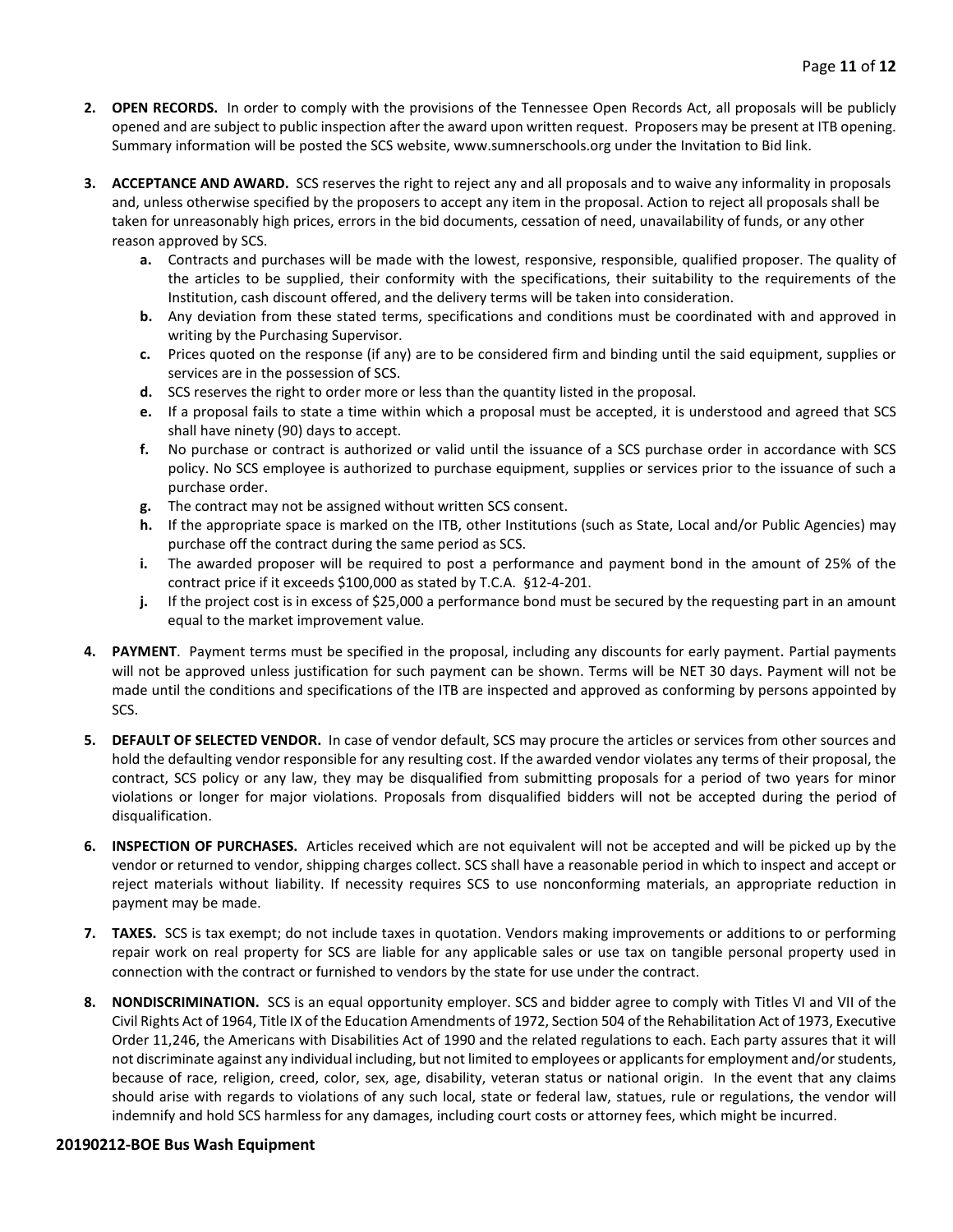2. **OPEN RECORDS.** In order to comply with the provisions of the Tennessee Open Records Act, all proposals will be publicly opened and are subject to public inspection after the award upon written request. Proposers may be present at ITB opening. Summary information will be posted the SCS website, www.sumnerschools.org under the Invitation to Bid link.

3. **ACCEPTANCE AND AWARD.** SCS reserves the right to reject any and all proposals and to waive any informality in proposals and, unless otherwise specified by the proposers to accept any item in the proposal. Action to reject all proposals shall be taken for unreasonably high prices, errors in the bid documents, cessation of need, unavailability of funds, or any other reason approved by SCS.
   - **a.** Contracts and purchases will be made with the lowest, responsive, responsible, qualified proposer. The quality of the articles to be supplied, their conformity with the specifications, their suitability to the requirements of the Institution, cash discount offered, and the delivery terms will be taken into consideration.
   - **b.** Any deviation from these stated terms, specifications and conditions must be coordinated with and approved in writing by the Purchasing Supervisor.
   - **c.** Prices quoted on the response (if any) are to be considered firm and binding until the said equipment, supplies or services are in the possession of SCS.
   - **d.** SCS reserves the right to order more or less than the quantity listed in the proposal.
   - **e.** If a proposal fails to state a time within which a proposal must be accepted, it is understood and agreed that SCS shall have ninety (90) days to accept.
   - **f.** No purchase or contract is authorized or valid until the issuance of a SCS purchase order in accordance with SCS policy. No SCS employee is authorized to purchase equipment, supplies or services prior to the issuance of such a purchase order.
   - **g.** The contract may not be assigned without written SCS consent.
   - **h.** If the appropriate space is marked on the ITB, other Institutions (such as State, Local and/or Public Agencies) may purchase off the contract during the same period as SCS.
   - **i.** The awarded proposer will be required to post a performance and payment bond in the amount of 25% of the contract price if it exceeds $100,000 as stated by T.C.A. §12-4-201.
   - **j.** If the project cost is in excess of $25,000 a performance bond must be secured by the requesting part in an amount equal to the market improvement value.

4. **PAYMENT**. Payment terms must be specified in the proposal, including any discounts for early payment. Partial payments will not be approved unless justification for such payment can be shown. Terms will be NET 30 days. Payment will not be made until the conditions and specifications of the ITB are inspected and approved as conforming by persons appointed by SCS.

5. **DEFAULT OF SELECTED VENDOR.** In case of vendor default, SCS may procure the articles or services from other sources and hold the defaulting vendor responsible for any resulting cost. If the awarded vendor violates any terms of their proposal, the contract, SCS policy or any law, they may be disqualified from submitting proposals for a period of two years for minor violations or longer for major violations. Proposals from disqualified bidders will not be accepted during the period of disqualification.

6. **INSPECTION OF PURCHASES.** Articles received which are not equivalent will not be accepted and will be picked up by the vendor or returned to vendor, shipping charges collect. SCS shall have a reasonable period in which to inspect and accept or reject materials without liability. If necessity requires SCS to use nonconforming materials, an appropriate reduction in payment may be made.

7. **TAXES.** SCS is tax exempt; do not include taxes in quotation. Vendors making improvements or additions to or performing repair work on real property for SCS are liable for any applicable sales or use tax on tangible personal property used in connection with the contract or furnished to vendors by the state for use under the contract.

8. **NONDISCRIMINATION.** SCS is an equal opportunity employer. SCS and bidder agree to comply with Titles VI and VII of the Civil Rights Act of 1964, Title IX of the Education Amendments of 1972, Section 504 of the Rehabilitation Act of 1973, Executive Order 11,246, the Americans with Disabilities Act of 1990 and the related regulations to each. Each party assures that it will not discriminate against any individual including, but not limited to employees or applicants for employment and/or students, because of race, religion, creed, color, sex, age, disability, veteran status or national origin. In the event that any claims should arise with regards to violations of any such local, state or federal law, statues, rule or regulations, the vendor will indemnify and hold SCS harmless for any damages, including court costs or attorney fees, which might be incurred.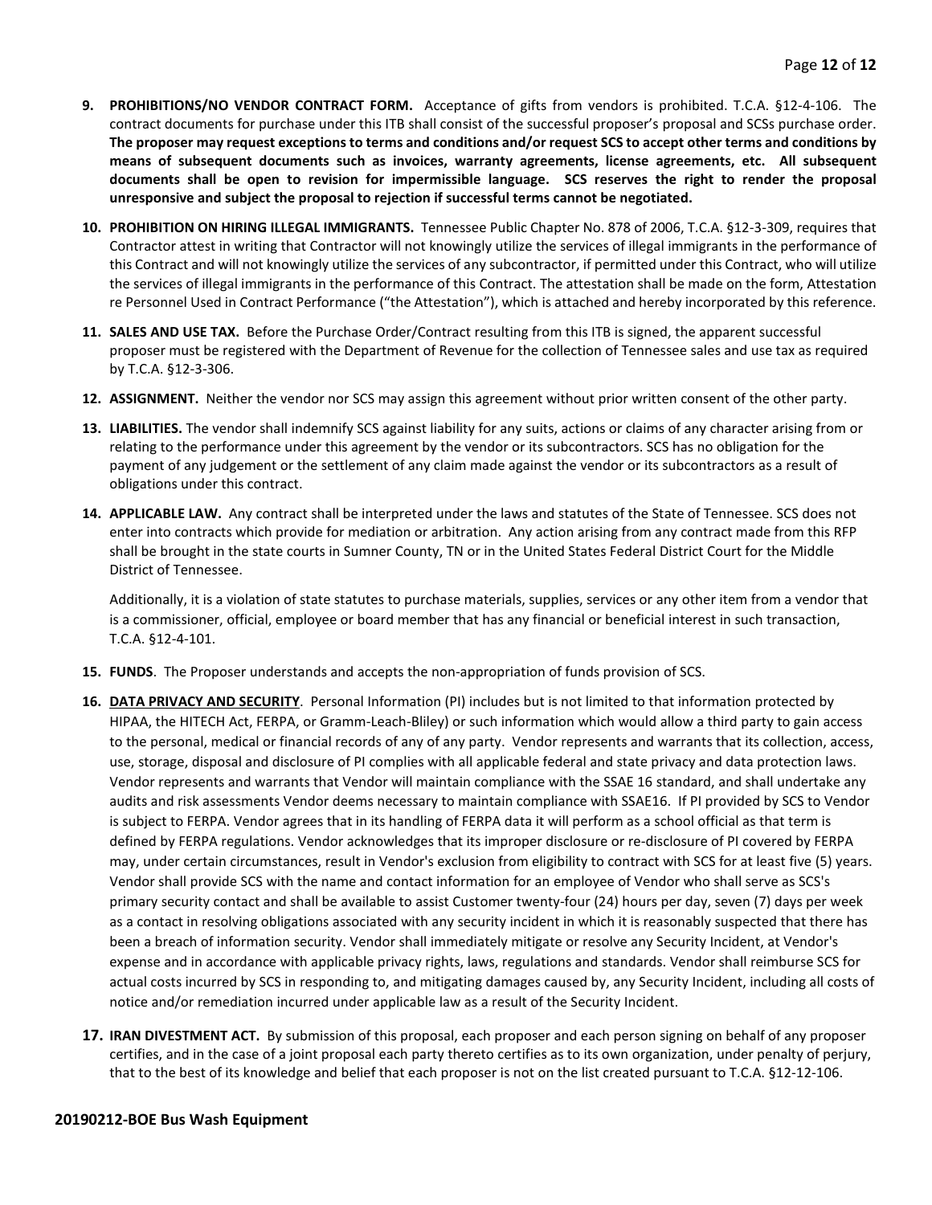9. **PROHIBITIONS/NO VENDOR CONTRACT FORM.** Acceptance of gifts from vendors is prohibited. T.C.A. §12-4-106. The contract documents for purchase under this ITB shall consist of the successful proposer's proposal and SCSs purchase order. **The proposer may request exceptions to terms and conditions and/or request SCS to accept other terms and conditions by means of subsequent documents such as invoices, warranty agreements, license agreements, etc. All subsequent documents shall be open to revision for impermissible language. SCS reserves the right to render the proposal unresponsive and subject the proposal to rejection if successful terms cannot be negotiated.**

10. **PROHIBITION ON HIRING ILLEGAL IMMIGRANTS.** Tennessee Public Chapter No. 878 of 2006, T.C.A. §12-3-309, requires that Contractor attest in writing that Contractor will not knowingly utilize the services of illegal immigrants in the performance of this Contract and will not knowingly utilize the services of any subcontractor, if permitted under this Contract, who will utilize the services of illegal immigrants in the performance of this Contract. The attestation shall be made on the form, Attestation re Personnel Used in Contract Performance ("the Attestation"), which is attached and hereby incorporated by this reference.

11. **SALES AND USE TAX.** Before the Purchase Order/Contract resulting from this ITB is signed, the apparent successful proposer must be registered with the Department of Revenue for the collection of Tennessee sales and use tax as required by T.C.A. §12-3-306.

12. **ASSIGNMENT.** Neither the vendor nor SCS may assign this agreement without prior written consent of the other party.

13. **LIABILITIES.** The vendor shall indemnify SCS against liability for any suits, actions or claims of any character arising from or relating to the performance under this agreement by the vendor or its subcontractors. SCS has no obligation for the payment of any judgement or the settlement of any claim made against the vendor or its subcontractors as a result of obligations under this contract.

14. **APPLICABLE LAW.** Any contract shall be interpreted under the laws and statutes of the State of Tennessee. SCS does not enter into contracts which provide for mediation or arbitration. Any action arising from any contract made from this RFP shall be brought in the state courts in Sumner County, TN or in the United States Federal District Court for the Middle District of Tennessee.

    Additionally, it is a violation of state statutes to purchase materials, supplies, services or any other item from a vendor that is a commissioner, official, employee or board member that has any financial or beneficial interest in such transaction, T.C.A. §12-4-101.

15. **FUNDS**. The Proposer understands and accepts the non-appropriation of funds provision of SCS.

16. **<u>DATA PRIVACY AND SECURITY</u>**. Personal Information (PI) includes but is not limited to that information protected by HIPAA, the HITECH Act, FERPA, or Gramm-Leach-Bliley) or such information which would allow a third party to gain access to the personal, medical or financial records of any of any party. Vendor represents and warrants that its collection, access, use, storage, disposal and disclosure of PI complies with all applicable federal and state privacy and data protection laws. Vendor represents and warrants that Vendor will maintain compliance with the SSAE 16 standard, and shall undertake any audits and risk assessments Vendor deems necessary to maintain compliance with SSAE16. If PI provided by SCS to Vendor is subject to FERPA. Vendor agrees that in its handling of FERPA data it will perform as a school official as that term is defined by FERPA regulations. Vendor acknowledges that its improper disclosure or re-disclosure of PI covered by FERPA may, under certain circumstances, result in Vendor's exclusion from eligibility to contract with SCS for at least five (5) years. Vendor shall provide SCS with the name and contact information for an employee of Vendor who shall serve as SCS's primary security contact and shall be available to assist Customer twenty-four (24) hours per day, seven (7) days per week as a contact in resolving obligations associated with any security incident in which it is reasonably suspected that there has been a breach of information security. Vendor shall immediately mitigate or resolve any Security Incident, at Vendor's expense and in accordance with applicable privacy rights, laws, regulations and standards. Vendor shall reimburse SCS for actual costs incurred by SCS in responding to, and mitigating damages caused by, any Security Incident, including all costs of notice and/or remediation incurred under applicable law as a result of the Security Incident.

17. **IRAN DIVESTMENT ACT.** By submission of this proposal, each proposer and each person signing on behalf of any proposer certifies, and in the case of a joint proposal each party thereto certifies as to its own organization, under penalty of perjury, that to the best of its knowledge and belief that each proposer is not on the list created pursuant to T.C.A. §12-12-106.